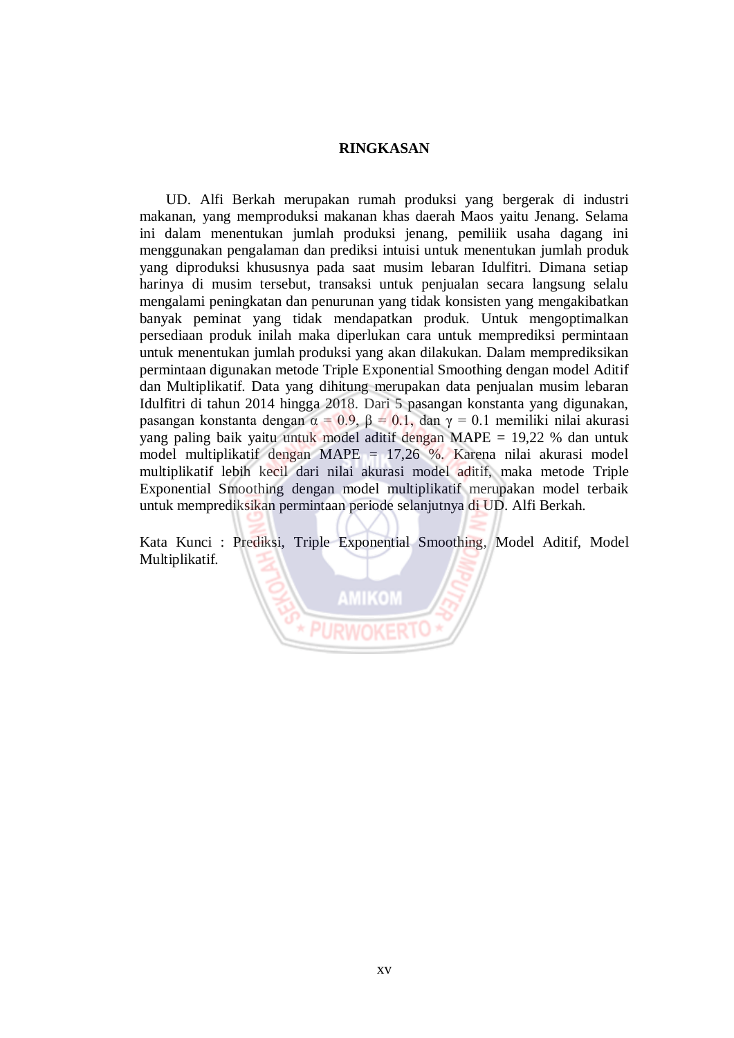# RINGKASAN

UD. Alfi Berkah merupakan rumah produksi yang bergerak di industri makanan, yang memproduksi makanan khas daerah Maos yaitu Jenang. Selama ini dalam menentukan jumlah produksi jenang, pemiliik usaha dagang ini menggunakan pengalaman dan prediksi intuisi untuk menentukan jumlah produk yang diproduksi khususnya pada saat musim lebaran Idulfitri. Dimana setiap harinya di musim tersebut, transaksi untuk penjualan secara langsung selalu mengalami peningkatan dan penurunan yang tidak konsisten yang mengakibatkan banyak peminat yang tidak mendapatkan produk. Untuk mengoptimalkan persediaan produk inilah maka diperlukan cara untuk memprediksi permintaan untuk menentukan jumlah produksi yang akan dilakukan. Dalam memprediksikan permintaan digunakan metode Triple Exponential Smoothing dengan model Aditif dan Multiplikatif. Data yang dihitung merupakan data penjualan musim lebaran Idulfitri di tahun 2014 hingga 2018. Dari 5 pasangan konstanta yang digunakan, pasangan konstanta dengan $\alpha = 0.9$, $\beta = 0.1$, dan $\gamma = 0.1$ memiliki nilai akurasi yang paling baik yaitu untuk model aditif dengan MAPE = 19,22 % dan untuk model multiplikatif dengan MAPE = 17,26 %. Karena nilai akurasi model multiplikatif lebih kecil dari nilai akurasi model aditif, maka metode Triple Exponential Smoothing dengan model multiplikatif merupakan model terbaik untuk memprediksikan permintaan periode selanjutnya di UD. Alfi Berkah.

Kata Kunci : Prediksi, Triple Exponential Smoothing, Model Aditif, Model Multiplikatif.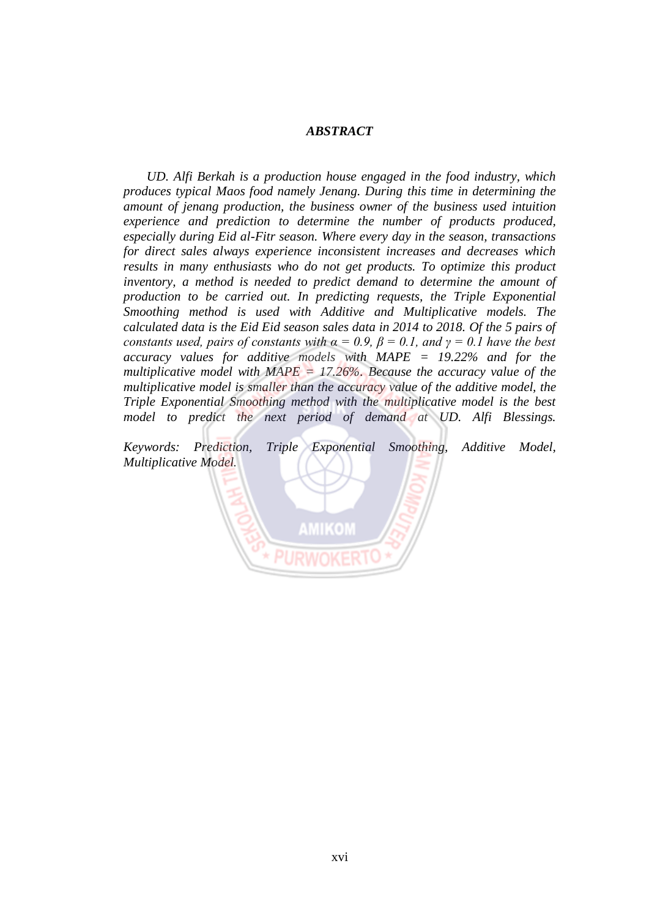# *ABSTRACT*

*UD. Alfi Berkah is a production house engaged in the food industry, which produces typical Maos food namely Jenang. During this time in determining the amount of jenang production, the business owner of the business used intuition experience and prediction to determine the number of products produced, especially during Eid al-Fitr season. Where every day in the season, transactions for direct sales always experience inconsistent increases and decreases which results in many enthusiasts who do not get products. To optimize this product inventory, a method is needed to predict demand to determine the amount of production to be carried out. In predicting requests, the Triple Exponential Smoothing method is used with Additive and Multiplicative models. The calculated data is the Eid Eid season sales data in 2014 to 2018. Of the 5 pairs of constants used, pairs of constants with $\alpha = 0.9$, $\beta = 0.1$, and $\gamma = 0.1$ have the best accuracy values for additive models with MAPE = 19.22% and for the multiplicative model with MAPE = 17.26%. Because the accuracy value of the multiplicative model is smaller than the accuracy value of the additive model, the Triple Exponential Smoothing method with the multiplicative model is the best model to predict the next period of demand at UD. Alfi Blessings.*

*Keywords: Prediction, Triple Exponential Smoothing, Additive Model, Multiplicative Model.*